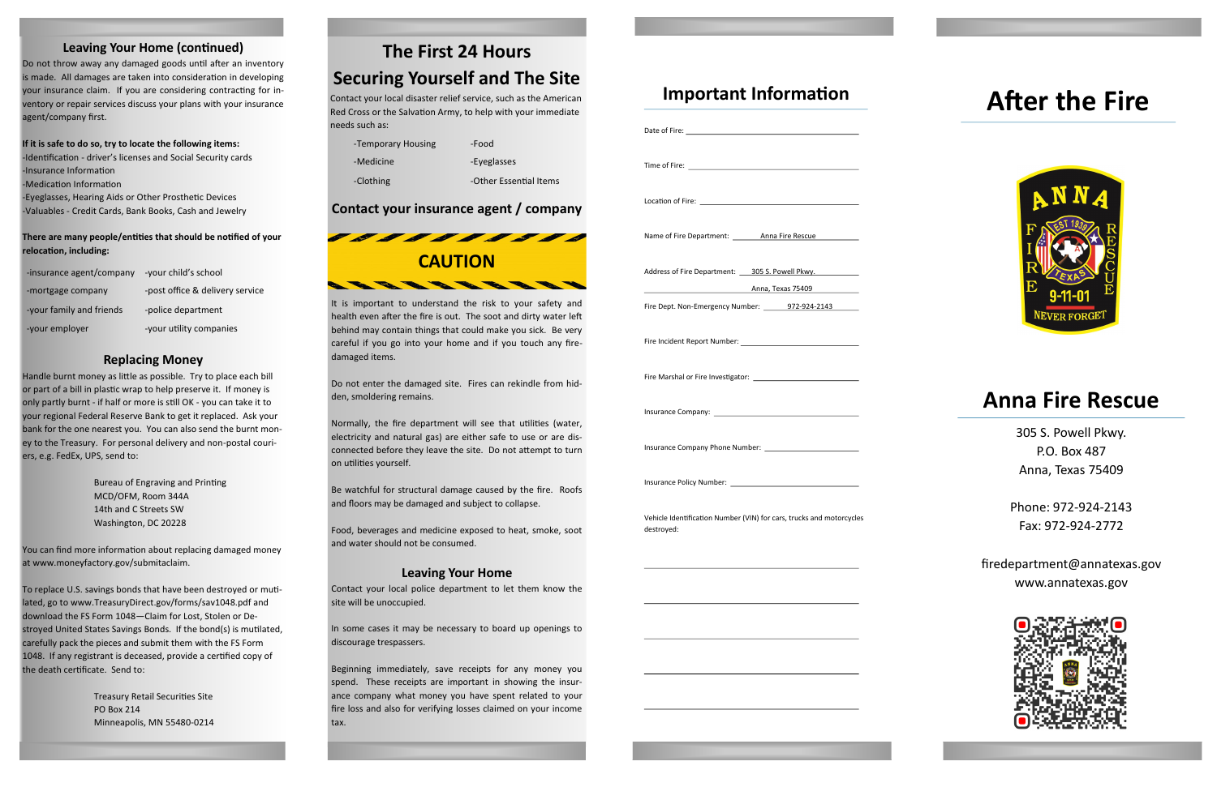## Leaving Your Home (continued)

Do not throw away any damaged goods until after an inventory is made. All damages are taken into consideration in developing your insurance claim. If you are considering contracting for inventory or repair services discuss your plans with your insurance agent/company first.

**If it is safe to do so, try to locate the following items:**

- Identification - driver's licenses and Social Security cards
- Insurance Information
- Medication Information
- Eyeglasses, Hearing Aids or Other Prosthetic Devices
- Valuables - Credit Cards, Bank Books, Cash and Jewelry

**There are many people/entities that should be notified of your relocation, including:**

- insurance agent/company
- mortgage company
- your family and friends
- your employer
- your child's school
- post office & delivery service
- police department
- your utility companies

### Replacing Money

Handle burnt money as little as possible. Try to place each bill or part of a bill in plastic wrap to help preserve it. If money is only partly burnt - if half or more is still OK - you can take it to your regional Federal Reserve Bank to get it replaced. Ask your bank for the one nearest you. You can also send the burnt money to the Treasury. For personal delivery and non-postal couriers, e.g. FedEx, UPS, send to:

Bureau of Engraving and Printing
MCD/OFM, Room 344A
14th and C Streets SW
Washington, DC 20228

You can find more information about replacing damaged money at www.moneyfactory.gov/submitaclaim.

To replace U.S. savings bonds that have been destroyed or mutilated, go to www.TreasuryDirect.gov/forms/sav1048.pdf and download the FS Form 1048—Claim for Lost, Stolen or Destroyed United States Savings Bonds. If the bond(s) is mutilated, carefully pack the pieces and submit them with the FS Form 1048. If any registrant is deceased, provide a certified copy of the death certificate. Send to:

Treasury Retail Securities Site
PO Box 214
Minneapolis, MN 55480-0214

## The First 24 Hours
## Securing Yourself and The Site

Contact your local disaster relief service, such as the American Red Cross or the Salvation Army, to help with your immediate needs such as:

- Temporary Housing
- Medicine
- Clothing
- Food
- Eyeglasses
- Other Essential Items

### Contact your insurance agent / company

### CAUTION

It is important to understand the risk to your safety and health even after the fire is out. The soot and dirty water left behind may contain things that could make you sick. Be very careful if you go into your home and if you touch any fire-damaged items.

Do not enter the damaged site. Fires can rekindle from hidden, smoldering remains.

Normally, the fire department will see that utilities (water, electricity and natural gas) are either safe to use or are disconnected before they leave the site. Do not attempt to turn on utilities yourself.

Be watchful for structural damage caused by the fire. Roofs and floors may be damaged and subject to collapse.

Food, beverages and medicine exposed to heat, smoke, soot and water should not be consumed.

### Leaving Your Home

Contact your local police department to let them know the site will be unoccupied.

In some cases it may be necessary to board up openings to discourage trespassers.

Beginning immediately, save receipts for any money you spend. These receipts are important in showing the insurance company what money you have spent related to your fire loss and also for verifying losses claimed on your income tax.

## Important Information

Date of Fire: ______________________

Time of Fire: ______________________

Location of Fire: ______________________

Name of Fire Department: Anna Fire Rescue

Address of Fire Department: 305 S. Powell Pkwy.
Anna, Texas 75409

Fire Dept. Non-Emergency Number: 972-924-2143

Fire Incident Report Number: ______________________

Fire Marshal or Fire Investigator: ______________________

Insurance Company: ______________________

Insurance Company Phone Number: ______________________

Insurance Policy Number: ______________________

Vehicle Identification Number (VIN) for cars, trucks and motorcycles destroyed:

______________________

______________________

______________________

______________________

______________________

# After the Fire

ANNA FIRE RESCUE
EST 1939
TEXAS
9-11-01
NEVER FORGET

## Anna Fire Rescue

305 S. Powell Pkwy.
P.O. Box 487
Anna, Texas 75409

Phone: 972-924-2143
Fax: 972-924-2772

firedepartment@annatexas.gov
www.annatexas.gov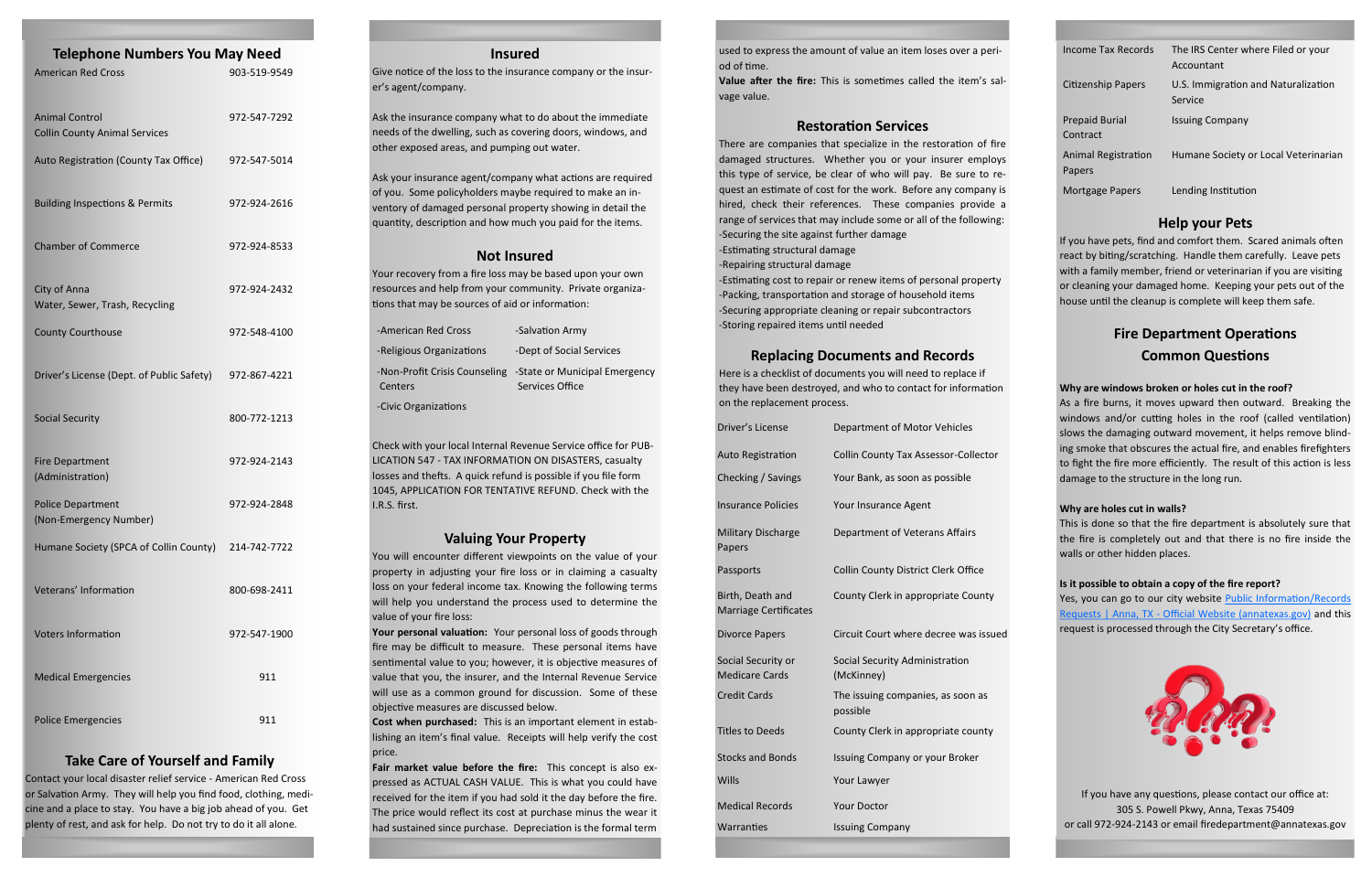## Telephone Numbers You May Need

| | |
|---|---|
| American Red Cross | 903-519-9549 |
| Animal Control Collin County Animal Services | 972-547-7292 |
| Auto Registration (County Tax Office) | 972-547-5014 |
| Building Inspections & Permits | 972-924-2616 |
| Chamber of Commerce | 972-924-8533 |
| City of Anna Water, Sewer, Trash, Recycling | 972-924-2432 |
| County Courthouse | 972-548-4100 |
| Driver's License (Dept. of Public Safety) | 972-867-4221 |
| Social Security | 800-772-1213 |
| Fire Department (Administration) | 972-924-2143 |
| Police Department (Non-Emergency Number) | 972-924-2848 |
| Humane Society (SPCA of Collin County) | 214-742-7722 |
| Veterans' Information | 800-698-2411 |
| Voters Information | 972-547-1900 |
| Medical Emergencies | 911 |
| Police Emergencies | 911 |

## Take Care of Yourself and Family

Contact your local disaster relief service - American Red Cross or Salvation Army. They will help you find food, clothing, medicine and a place to stay. You have a big job ahead of you. Get plenty of rest, and ask for help. Do not try to do it all alone.

## Insured

Give notice of the loss to the insurance company or the insurer's agent/company.

Ask the insurance company what to do about the immediate needs of the dwelling, such as covering doors, windows, and other exposed areas, and pumping out water.

Ask your insurance agent/company what actions are required of you. Some policyholders maybe required to make an inventory of damaged personal property showing in detail the quantity, description and how much you paid for the items.

## Not Insured

Your recovery from a fire loss may be based upon your own resources and help from your community. Private organizations that may be sources of aid or information:

- American Red Cross
- Salvation Army
- Religious Organizations
- Dept of Social Services
- Non-Profit Crisis Counseling Centers
- State or Municipal Emergency Services Office
- Civic Organizations

Check with your local Internal Revenue Service office for PUBLICATION 547 - TAX INFORMATION ON DISASTERS, casualty losses and thefts. A quick refund is possible if you file form 1045, APPLICATION FOR TENTATIVE REFUND. Check with the I.R.S. first.

## Valuing Your Property

You will encounter different viewpoints on the value of your property in adjusting your fire loss or in claiming a casualty loss on your federal income tax. Knowing the following terms will help you understand the process used to determine the value of your fire loss:

**Your personal valuation:** Your personal loss of goods through fire may be difficult to measure. These personal items have sentimental value to you; however, it is objective measures of value that you, the insurer, and the Internal Revenue Service will use as a common ground for discussion. Some of these objective measures are discussed below.

**Cost when purchased:** This is an important element in establishing an item's final value. Receipts will help verify the cost price.

**Fair market value before the fire:** This concept is also expressed as ACTUAL CASH VALUE. This is what you could have received for the item if you had sold it the day before the fire. The price would reflect its cost at purchase minus the wear it had sustained since purchase. Depreciation is the formal term used to express the amount of value an item loses over a period of time.

**Value after the fire:** This is sometimes called the item's salvage value.

## Restoration Services

There are companies that specialize in the restoration of fire damaged structures. Whether you or your insurer employs this type of service, be clear of who will pay. Be sure to request an estimate of cost for the work. Before any company is hired, check their references. These companies provide a range of services that may include some or all of the following:

- Securing the site against further damage
- Estimating structural damage
- Repairing structural damage
- Estimating cost to repair or renew items of personal property
- Packing, transportation and storage of household items
- Securing appropriate cleaning or repair subcontractors
- Storing repaired items until needed

## Replacing Documents and Records

Here is a checklist of documents you will need to replace if they have been destroyed, and who to contact for information on the replacement process.

| | |
|---|---|
| Driver's License | Department of Motor Vehicles |
| Auto Registration | Collin County Tax Assessor-Collector |
| Checking / Savings | Your Bank, as soon as possible |
| Insurance Policies | Your Insurance Agent |
| Military Discharge Papers | Department of Veterans Affairs |
| Passports | Collin County District Clerk Office |
| Birth, Death and Marriage Certificates | County Clerk in appropriate County |
| Divorce Papers | Circuit Court where decree was issued |
| Social Security or Medicare Cards | Social Security Administration (McKinney) |
| Credit Cards | The issuing companies, as soon as possible |
| Titles to Deeds | County Clerk in appropriate county |
| Stocks and Bonds | Issuing Company or your Broker |
| Wills | Your Lawyer |
| Medical Records | Your Doctor |
| Warranties | Issuing Company |
| Income Tax Records | The IRS Center where Filed or your Accountant |
| Citizenship Papers | U.S. Immigration and Naturalization Service |
| Prepaid Burial Contract | Issuing Company |
| Animal Registration Papers | Humane Society or Local Veterinarian |
| Mortgage Papers | Lending Institution |

## Help your Pets

If you have pets, find and comfort them. Scared animals often react by biting/scratching. Handle them carefully. Leave pets with a family member, friend or veterinarian if you are visiting or cleaning your damaged home. Keeping your pets out of the house until the cleanup is complete will keep them safe.

## Fire Department Operations Common Questions

**Why are windows broken or holes cut in the roof?**

As a fire burns, it moves upward then outward. Breaking the windows and/or cutting holes in the roof (called ventilation) slows the damaging outward movement, it helps remove blinding smoke that obscures the actual fire, and enables firefighters to fight the fire more efficiently. The result of this action is less damage to the structure in the long run.

**Why are holes cut in walls?**

This is done so that the fire department is absolutely sure that the fire is completely out and that there is no fire inside the walls or other hidden places.

**Is it possible to obtain a copy of the fire report?**

Yes, you can go to our city website Public Information/Records Requests | Anna, TX - Official Website (annatexas.gov) and this request is processed through the City Secretary's office.

If you have any questions, please contact our office at:
305 S. Powell Pkwy, Anna, Texas 75409
or call 972-924-2143 or email firedepartment@annatexas.gov